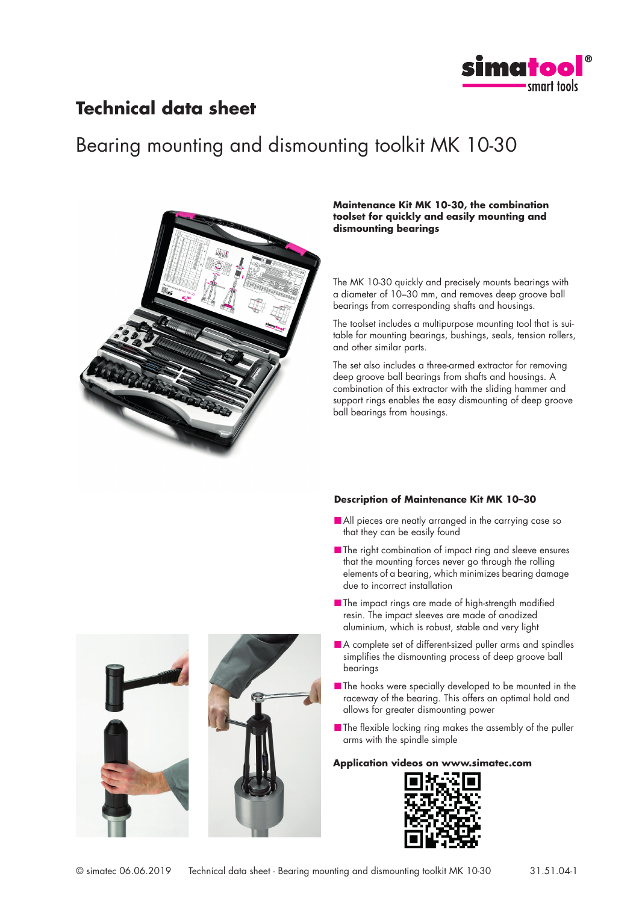# Technical data sheet

## Bearing mounting and dismounting toolkit MK 10-30

**Maintenance Kit MK 10-30, the combination toolset for quickly and easily mounting and dismounting bearings**

The MK 10-30 quickly and precisely mounts bearings with a diameter of 10–30 mm, and removes deep groove ball bearings from corresponding shafts and housings.

The toolset includes a multipurpose mounting tool that is suitable for mounting bearings, bushings, seals, tension rollers, and other similar parts.

The set also includes a three-armed extractor for removing deep groove ball bearings from shafts and housings. A combination of this extractor with the sliding hammer and support rings enables the easy dismounting of deep groove ball bearings from housings.

### Description of Maintenance Kit MK 10–30

- All pieces are neatly arranged in the carrying case so that they can be easily found
- The right combination of impact ring and sleeve ensures that the mounting forces never go through the rolling elements of a bearing, which minimizes bearing damage due to incorrect installation
- The impact rings are made of high-strength modified resin. The impact sleeves are made of anodized aluminium, which is robust, stable and very light
- A complete set of different-sized puller arms and spindles simplifies the dismounting process of deep groove ball bearings
- The hooks were specially developed to be mounted in the raceway of the bearing. This offers an optimal hold and allows for greater dismounting power
- The flexible locking ring makes the assembly of the puller arms with the spindle simple

**Application videos on www.simatec.com**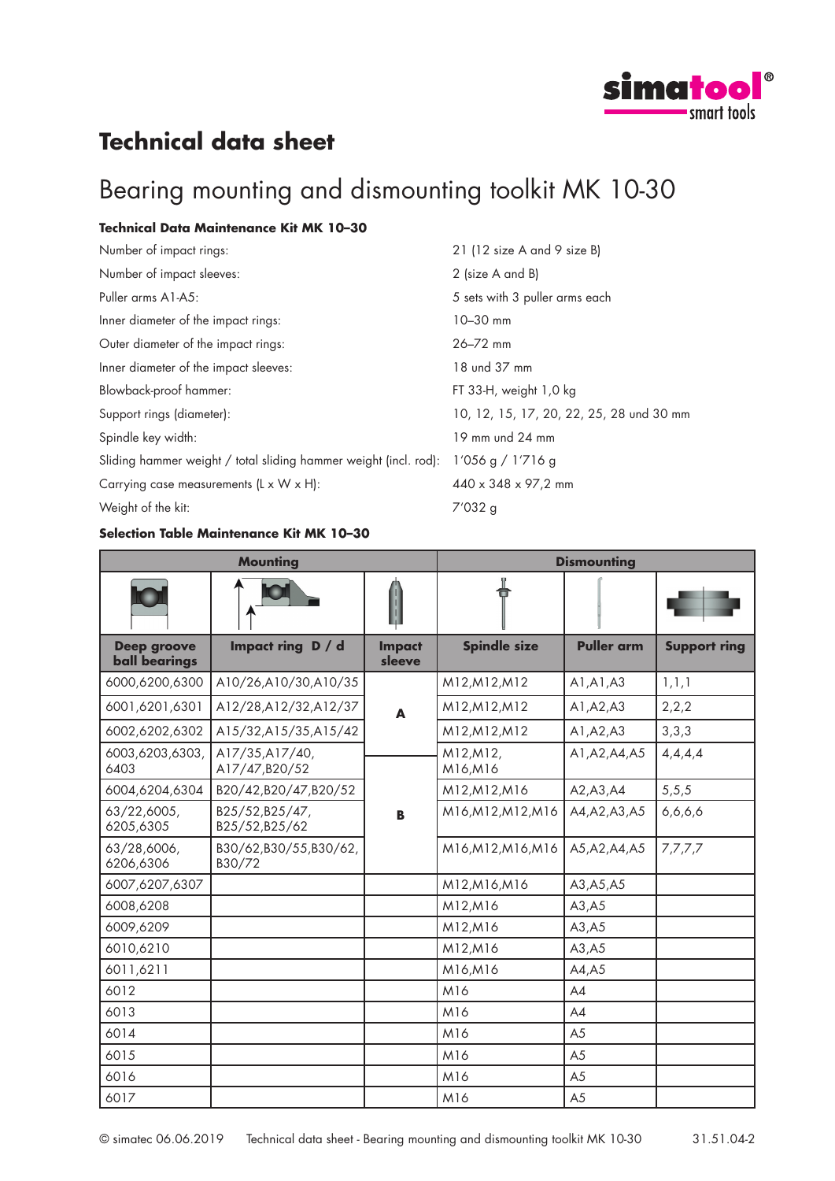## Technical data sheet

# Bearing mounting and dismounting toolkit MK 10-30

### Technical Data Maintenance Kit MK 10–30

| | |
|---|---|
| Number of impact rings: | 21 (12 size A and 9 size B) |
| Number of impact sleeves: | 2 (size A and B) |
| Puller arms A1-A5: | 5 sets with 3 puller arms each |
| Inner diameter of the impact rings: | 10–30 mm |
| Outer diameter of the impact rings: | 26–72 mm |
| Inner diameter of the impact sleeves: | 18 und 37 mm |
| Blowback-proof hammer: | FT 33-H, weight 1,0 kg |
| Support rings (diameter): | 10, 12, 15, 17, 20, 22, 25, 28 und 30 mm |
| Spindle key width: | 19 mm und 24 mm |
| Sliding hammer weight / total sliding hammer weight (incl. rod): | 1'056 g / 1'716 g |
| Carrying case measurements (L x W x H): | 440 x 348 x 97,2 mm |
| Weight of the kit: | 7'032 g |

### Selection Table Maintenance Kit MK 10–30

| Mounting | | | Dismounting | | |
|---|---|---|---|---|---|
| **Deep groove ball bearings** | **Impact ring D / d** | **Impact sleeve** | **Spindle size** | **Puller arm** | **Support ring** |
| 6000,6200,6300 | A10/26,A10/30,A10/35 | A | M12,M12,M12 | A1,A1,A3 | 1,1,1 |
| 6001,6201,6301 | A12/28,A12/32,A12/37 | A | M12,M12,M12 | A1,A2,A3 | 2,2,2 |
| 6002,6202,6302 | A15/32,A15/35,A15/42 | A | M12,M12,M12 | A1,A2,A3 | 3,3,3 |
| 6003,6203,6303, 6403 | A17/35,A17/40, A17/47,B20/52 | | M12,M12, M16,M16 | A1,A2,A4,A5 | 4,4,4,4 |
| 6004,6204,6304 | B20/42,B20/47,B20/52 | B | M12,M12,M16 | A2,A3,A4 | 5,5,5 |
| 63/22,6005, 6205,6305 | B25/52,B25/47, B25/52,B25/62 | B | M16,M12,M12,M16 | A4,A2,A3,A5 | 6,6,6,6 |
| 63/28,6006, 6206,6306 | B30/62,B30/55,B30/62, B30/72 | B | M16,M12,M16,M16 | A5,A2,A4,A5 | 7,7,7,7 |
| 6007,6207,6307 | | | M12,M16,M16 | A3,A5,A5 | |
| 6008,6208 | | | M12,M16 | A3,A5 | |
| 6009,6209 | | | M12,M16 | A3,A5 | |
| 6010,6210 | | | M12,M16 | A3,A5 | |
| 6011,6211 | | | M16,M16 | A4,A5 | |
| 6012 | | | M16 | A4 | |
| 6013 | | | M16 | A4 | |
| 6014 | | | M16 | A5 | |
| 6015 | | | M16 | A5 | |
| 6016 | | | M16 | A5 | |
| 6017 | | | M16 | A5 | |

© simatec 06.06.2019 Technical data sheet - Bearing mounting and dismounting toolkit MK 10-30 31.51.04-2